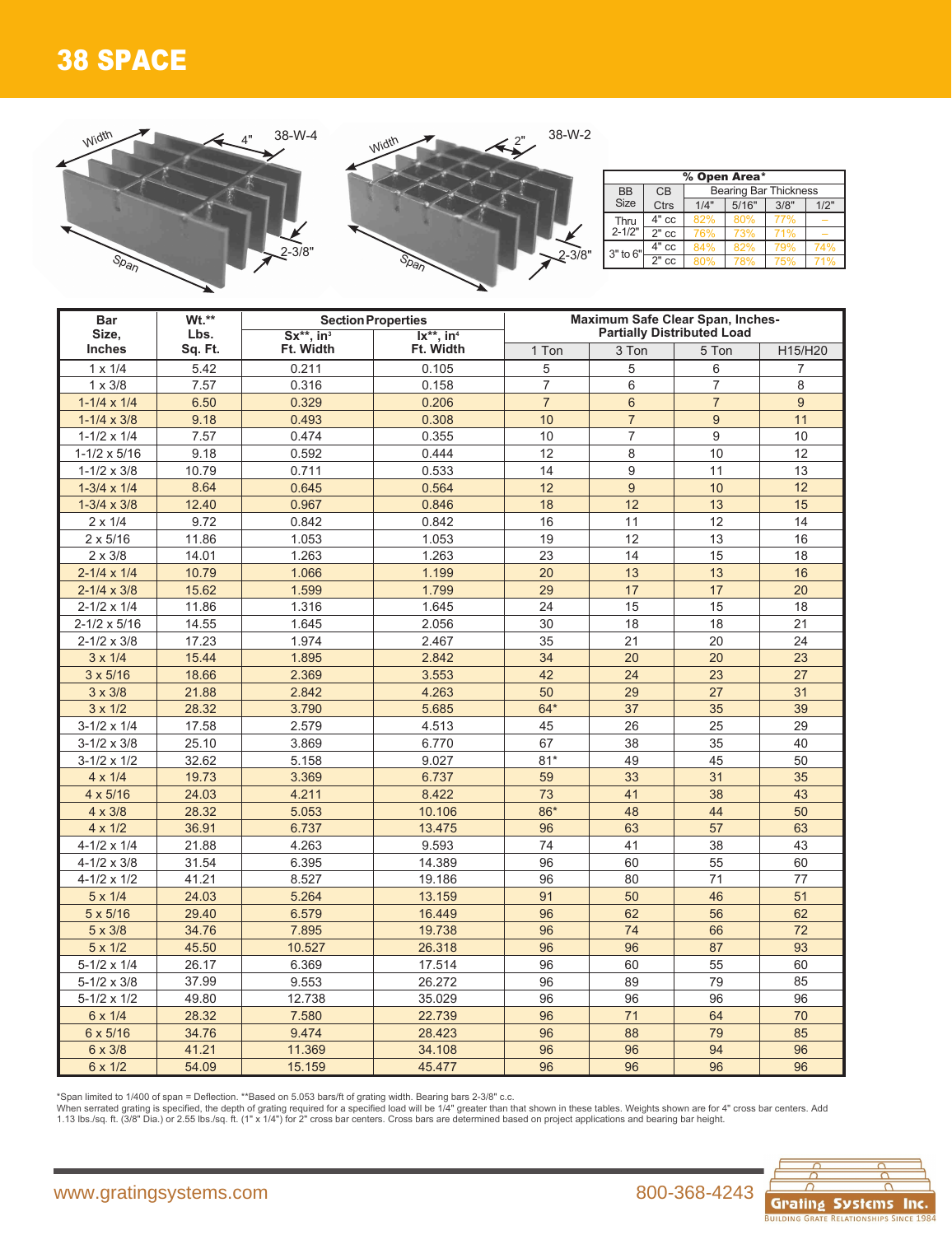# 38 SPACE

38-W-4 (Width, 4", Span, 2-3/8")

38-W-2 (Width, 2", Span, 2-3/8")

| BB Size | CB Ctrs | % Open Area* | | | |
|---|---|---|---|---|---|
| | | Bearing Bar Thickness | | | |
| | | 1/4" | 5/16" | 3/8" | 1/2" |
| Thru 2-1/2" | 4" cc | 82% | 80% | 77% | – |
| | 2" cc | 76% | 73% | 71% | – |
| 3" to 6" | 4" cc | 84% | 82% | 79% | 74% |
| | 2" cc | 80% | 78% | 75% | 71% |

| Bar Size, Inches | Wt.** Lbs. Sq. Ft. | Section Properties | | Maximum Safe Clear Span, Inches- Partially Distributed Load | | | |
|---|---|---|---|---|---|---|---|
| | | Sx**, in³ Ft. Width | Ix**, in⁴ Ft. Width | 1 Ton | 3 Ton | 5 Ton | H15/H20 |
| 1 x 1/4 | 5.42 | 0.211 | 0.105 | 5 | 5 | 6 | 7 |
| 1 x 3/8 | 7.57 | 0.316 | 0.158 | 7 | 6 | 7 | 8 |
| 1-1/4 x 1/4 | 6.50 | 0.329 | 0.206 | 7 | 6 | 7 | 9 |
| 1-1/4 x 3/8 | 9.18 | 0.493 | 0.308 | 10 | 7 | 9 | 11 |
| 1-1/2 x 1/4 | 7.57 | 0.474 | 0.355 | 10 | 7 | 9 | 10 |
| 1-1/2 x 5/16 | 9.18 | 0.592 | 0.444 | 12 | 8 | 10 | 12 |
| 1-1/2 x 3/8 | 10.79 | 0.711 | 0.533 | 14 | 9 | 11 | 13 |
| 1-3/4 x 1/4 | 8.64 | 0.645 | 0.564 | 12 | 9 | 10 | 12 |
| 1-3/4 x 3/8 | 12.40 | 0.967 | 0.846 | 18 | 12 | 13 | 15 |
| 2 x 1/4 | 9.72 | 0.842 | 0.842 | 16 | 11 | 12 | 14 |
| 2 x 5/16 | 11.86 | 1.053 | 1.053 | 19 | 12 | 13 | 16 |
| 2 x 3/8 | 14.01 | 1.263 | 1.263 | 23 | 14 | 15 | 18 |
| 2-1/4 x 1/4 | 10.79 | 1.066 | 1.199 | 20 | 13 | 13 | 16 |
| 2-1/4 x 3/8 | 15.62 | 1.599 | 1.799 | 29 | 17 | 17 | 20 |
| 2-1/2 x 1/4 | 11.86 | 1.316 | 1.645 | 24 | 15 | 15 | 18 |
| 2-1/2 x 5/16 | 14.55 | 1.645 | 2.056 | 30 | 18 | 18 | 21 |
| 2-1/2 x 3/8 | 17.23 | 1.974 | 2.467 | 35 | 21 | 20 | 24 |
| 3 x 1/4 | 15.44 | 1.895 | 2.842 | 34 | 20 | 20 | 23 |
| 3 x 5/16 | 18.66 | 2.369 | 3.553 | 42 | 24 | 23 | 27 |
| 3 x 3/8 | 21.88 | 2.842 | 4.263 | 50 | 29 | 27 | 31 |
| 3 x 1/2 | 28.32 | 3.790 | 5.685 | 64* | 37 | 35 | 39 |
| 3-1/2 x 1/4 | 17.58 | 2.579 | 4.513 | 45 | 26 | 25 | 29 |
| 3-1/2 x 3/8 | 25.10 | 3.869 | 6.770 | 67 | 38 | 35 | 40 |
| 3-1/2 x 1/2 | 32.62 | 5.158 | 9.027 | 81* | 49 | 45 | 50 |
| 4 x 1/4 | 19.73 | 3.369 | 6.737 | 59 | 33 | 31 | 35 |
| 4 x 5/16 | 24.03 | 4.211 | 8.422 | 73 | 41 | 38 | 43 |
| 4 x 3/8 | 28.32 | 5.053 | 10.106 | 86* | 48 | 44 | 50 |
| 4 x 1/2 | 36.91 | 6.737 | 13.475 | 96 | 63 | 57 | 63 |
| 4-1/2 x 1/4 | 21.88 | 4.263 | 9.593 | 74 | 41 | 38 | 43 |
| 4-1/2 x 3/8 | 31.54 | 6.395 | 14.389 | 96 | 60 | 55 | 60 |
| 4-1/2 x 1/2 | 41.21 | 8.527 | 19.186 | 96 | 80 | 71 | 77 |
| 5 x 1/4 | 24.03 | 5.264 | 13.159 | 91 | 50 | 46 | 51 |
| 5 x 5/16 | 29.40 | 6.579 | 16.449 | 96 | 62 | 56 | 62 |
| 5 x 3/8 | 34.76 | 7.895 | 19.738 | 96 | 74 | 66 | 72 |
| 5 x 1/2 | 45.50 | 10.527 | 26.318 | 96 | 96 | 87 | 93 |
| 5-1/2 x 1/4 | 26.17 | 6.369 | 17.514 | 96 | 60 | 55 | 60 |
| 5-1/2 x 3/8 | 37.99 | 9.553 | 26.272 | 96 | 89 | 79 | 85 |
| 5-1/2 x 1/2 | 49.80 | 12.738 | 35.029 | 96 | 96 | 96 | 96 |
| 6 x 1/4 | 28.32 | 7.580 | 22.739 | 96 | 71 | 64 | 70 |
| 6 x 5/16 | 34.76 | 9.474 | 28.423 | 96 | 88 | 79 | 85 |
| 6 x 3/8 | 41.21 | 11.369 | 34.108 | 96 | 96 | 94 | 96 |
| 6 x 1/2 | 54.09 | 15.159 | 45.477 | 96 | 96 | 96 | 96 |

*Span limited to 1/400 of span = Deflection. **Based on 5.053 bars/ft of grating width. Bearing bars 2-3/8" c.c.
When serrated grating is specified, the depth of grating required for a specified load will be 1/4" greater than that shown in these tables. Weights shown are for 4" cross bar centers. Add 1.13 lbs./sq. ft. (3/8" Dia.) or 2.55 lbs./sq. ft. (1" x 1/4") for 2" cross bar centers. Cross bars are determined based on project applications and bearing bar height.

www.gratingsystems.com 800-368-4243

Grating Systems Inc. BUILDING GRATE RELATIONSHIPS SINCE 1984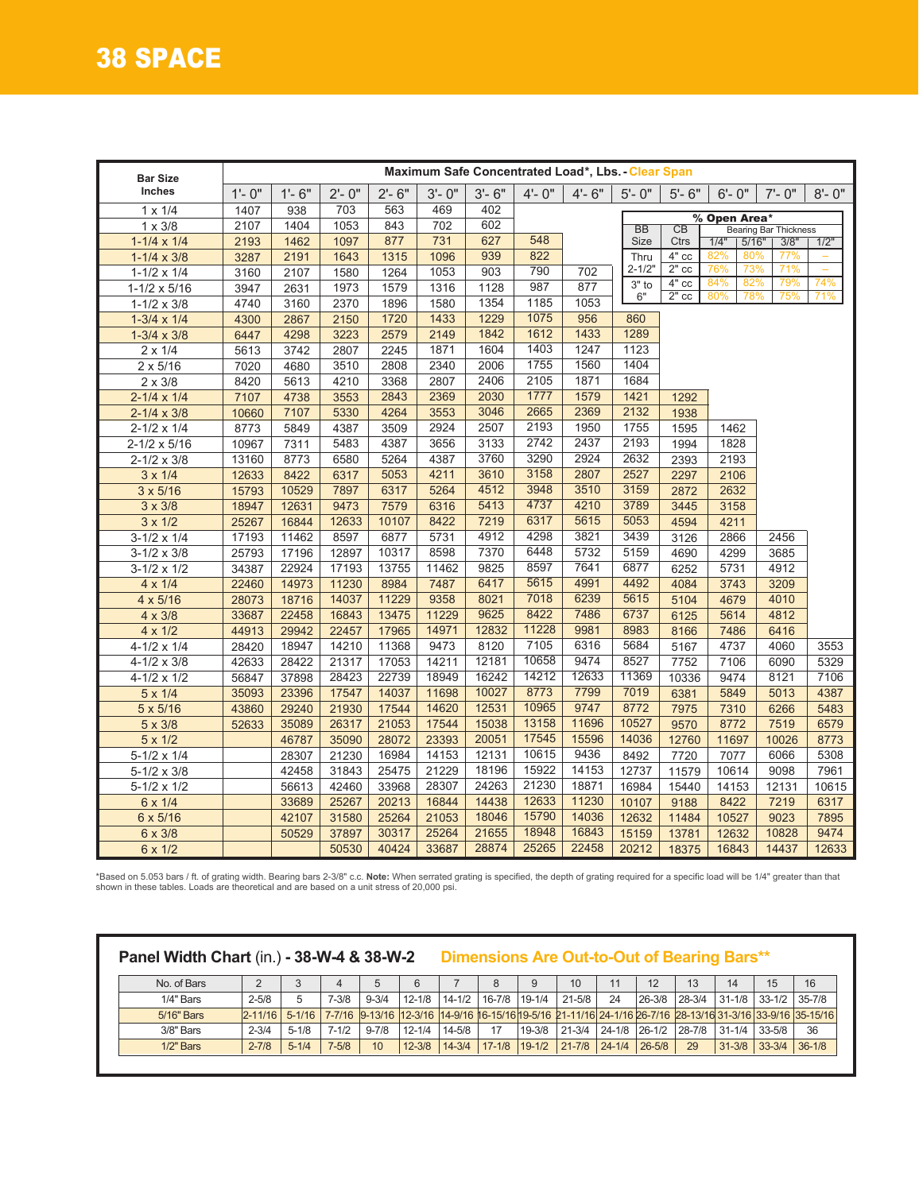# 38 SPACE

| Bar Size Inches | Maximum Safe Concentrated Load*, Lbs. - Clear Span | | | | | | | | | | | | |
|---|---|---|---|---|---|---|---|---|---|---|---|---|---|
| | 1'- 0" | 1'- 6" | 2'- 0" | 2'- 6" | 3'- 0" | 3'- 6" | 4'- 0" | 4'- 6" | 5'- 0" | 5'- 6" | 6'- 0" | 7'- 0" | 8'- 0" |
| 1 x 1/4 | 1407 | 938 | 703 | 563 | 469 | 402 | | | | | | | |
| 1 x 3/8 | 2107 | 1404 | 1053 | 843 | 702 | 602 | | | | | | | |
| 1-1/4 x 1/4 | 2193 | 1462 | 1097 | 877 | 731 | 627 | 548 | | | | | | |
| 1-1/4 x 3/8 | 3287 | 2191 | 1643 | 1315 | 1096 | 939 | 822 | | | | | | |
| 1-1/2 x 1/4 | 3160 | 2107 | 1580 | 1264 | 1053 | 903 | 790 | 702 | | | | | |
| 1-1/2 x 5/16 | 3947 | 2631 | 1973 | 1579 | 1316 | 1128 | 987 | 877 | | | | | |
| 1-1/2 x 3/8 | 4740 | 3160 | 2370 | 1896 | 1580 | 1354 | 1185 | 1053 | | | | | |
| 1-3/4 x 1/4 | 4300 | 2867 | 2150 | 1720 | 1433 | 1229 | 1075 | 956 | 860 | | | | |
| 1-3/4 x 3/8 | 6447 | 4298 | 3223 | 2579 | 2149 | 1842 | 1612 | 1433 | 1289 | | | | |
| 2 x 1/4 | 5613 | 3742 | 2807 | 2245 | 1871 | 1604 | 1403 | 1247 | 1123 | | | | |
| 2 x 5/16 | 7020 | 4680 | 3510 | 2808 | 2340 | 2006 | 1755 | 1560 | 1404 | | | | |
| 2 x 3/8 | 8420 | 5613 | 4210 | 3368 | 2807 | 2406 | 2105 | 1871 | 1684 | | | | |
| 2-1/4 x 1/4 | 7107 | 4738 | 3553 | 2843 | 2369 | 2030 | 1777 | 1579 | 1421 | 1292 | | | |
| 2-1/4 x 3/8 | 10660 | 7107 | 5330 | 4264 | 3553 | 3046 | 2665 | 2369 | 2132 | 1938 | | | |
| 2-1/2 x 1/4 | 8773 | 5849 | 4387 | 3509 | 2924 | 2507 | 2193 | 1950 | 1755 | 1595 | 1462 | | |
| 2-1/2 x 5/16 | 10967 | 7311 | 5483 | 4387 | 3656 | 3133 | 2742 | 2437 | 2193 | 1994 | 1828 | | |
| 2-1/2 x 3/8 | 13160 | 8773 | 6580 | 5264 | 4387 | 3760 | 3290 | 2924 | 2632 | 2393 | 2193 | | |
| 3 x 1/4 | 12633 | 8422 | 6317 | 5053 | 4211 | 3610 | 3158 | 2807 | 2527 | 2297 | 2106 | | |
| 3 x 5/16 | 15793 | 10529 | 7897 | 6317 | 5264 | 4512 | 3948 | 3510 | 3159 | 2872 | 2632 | | |
| 3 x 3/8 | 18947 | 12631 | 9473 | 7579 | 6316 | 5413 | 4737 | 4210 | 3789 | 3445 | 3158 | | |
| 3 x 1/2 | 25267 | 16844 | 12633 | 10107 | 8422 | 7219 | 6317 | 5615 | 5053 | 4594 | 4211 | | |
| 3-1/2 x 1/4 | 17193 | 11462 | 8597 | 6877 | 5731 | 4912 | 4298 | 3821 | 3439 | 3126 | 2866 | 2456 | |
| 3-1/2 x 3/8 | 25793 | 17196 | 12897 | 10317 | 8598 | 7370 | 6448 | 5732 | 5159 | 4690 | 4299 | 3685 | |
| 3-1/2 x 1/2 | 34387 | 22924 | 17193 | 13755 | 11462 | 9825 | 8597 | 7641 | 6877 | 6252 | 5731 | 4912 | |
| 4 x 1/4 | 22460 | 14973 | 11230 | 8984 | 7487 | 6417 | 5615 | 4991 | 4492 | 4084 | 3743 | 3209 | |
| 4 x 5/16 | 28073 | 18716 | 14037 | 11229 | 9358 | 8021 | 7018 | 6239 | 5615 | 5104 | 4679 | 4010 | |
| 4 x 3/8 | 33687 | 22458 | 16843 | 13475 | 11229 | 9625 | 8422 | 7486 | 6737 | 6125 | 5614 | 4812 | |
| 4 x 1/2 | 44913 | 29942 | 22457 | 17965 | 14971 | 12832 | 11228 | 9981 | 8983 | 8166 | 7486 | 6416 | |
| 4-1/2 x 1/4 | 28420 | 18947 | 14210 | 11368 | 9473 | 8120 | 7105 | 6316 | 5684 | 5167 | 4737 | 4060 | 3553 |
| 4-1/2 x 3/8 | 42633 | 28422 | 21317 | 17053 | 14211 | 12181 | 10658 | 9474 | 8527 | 7752 | 7106 | 6090 | 5329 |
| 4-1/2 x 1/2 | 56847 | 37898 | 28423 | 22739 | 18949 | 16242 | 14212 | 12633 | 11369 | 10336 | 9474 | 8121 | 7106 |
| 5 x 1/4 | 35093 | 23396 | 17547 | 14037 | 11698 | 10027 | 8773 | 7799 | 7019 | 6381 | 5849 | 5013 | 4387 |
| 5 x 5/16 | 43860 | 29240 | 21930 | 17544 | 14620 | 12531 | 10965 | 9747 | 8772 | 7975 | 7310 | 6266 | 5483 |
| 5 x 3/8 | 52633 | 35089 | 26317 | 21053 | 17544 | 15038 | 13158 | 11696 | 10527 | 9570 | 8772 | 7519 | 6579 |
| 5 x 1/2 | | 46787 | 35090 | 28072 | 23393 | 20051 | 17545 | 15596 | 14036 | 12760 | 11697 | 10026 | 8773 |
| 5-1/2 x 1/4 | | 28307 | 21230 | 16984 | 14153 | 12131 | 10615 | 9436 | 8492 | 7720 | 7077 | 6066 | 5308 |
| 5-1/2 x 3/8 | | 42458 | 31843 | 25475 | 21229 | 18196 | 15922 | 14153 | 12737 | 11579 | 10614 | 9098 | 7961 |
| 5-1/2 x 1/2 | | 56613 | 42460 | 33968 | 28307 | 24263 | 21230 | 18871 | 16984 | 15440 | 14153 | 12131 | 10615 |
| 6 x 1/4 | | 33689 | 25267 | 20213 | 16844 | 14438 | 12633 | 11230 | 10107 | 9188 | 8422 | 7219 | 6317 |
| 6 x 5/16 | | 42107 | 31580 | 25264 | 21053 | 18046 | 15790 | 14036 | 12632 | 11484 | 10527 | 9023 | 7895 |
| 6 x 3/8 | | 50529 | 37897 | 30317 | 25264 | 21655 | 18948 | 16843 | 15159 | 13781 | 12632 | 10828 | 9474 |
| 6 x 1/2 | | | 50530 | 40424 | 33687 | 28874 | 25265 | 22458 | 20212 | 18375 | 16843 | 14437 | 12633 |

| % Open Area* | | | | | |
|---|---|---|---|---|---|
| BB Size | CB Ctrs | Bearing Bar Thickness | | | |
| | | 1/4" | 5/16" | 3/8" | 1/2" |
| Thru 2-1/2" | 4" cc | 82% | 80% | 77% | – |
| | 2" cc | 76% | 73% | 71% | – |
| 3" to 6" | 4" cc | 84% | 82% | 79% | 74% |
| | 2" cc | 80% | 78% | 75% | 71% |

*Based on 5.053 bars / ft. of grating width. Bearing bars 2-3/8" c.c. **Note:** When serrated grating is specified, the depth of grating required for a specific load will be 1/4" greater than that shown in these tables. Loads are theoretical and are based on a unit stress of 20,000 psi.

## Panel Width Chart (in.) - 38-W-4 & 38-W-2 Dimensions Are Out-to-Out of Bearing Bars**

| No. of Bars | 2 | 3 | 4 | 5 | 6 | 7 | 8 | 9 | 10 | 11 | 12 | 13 | 14 | 15 | 16 |
|---|---|---|---|---|---|---|---|---|---|---|---|---|---|---|---|
| 1/4" Bars | 2-5/8 | 5 | 7-3/8 | 9-3/4 | 12-1/8 | 14-1/2 | 16-7/8 | 19-1/4 | 21-5/8 | 24 | 26-3/8 | 28-3/4 | 31-1/8 | 33-1/2 | 35-7/8 |
| 5/16" Bars | 2-11/16 | 5-1/16 | 7-7/16 | 9-13/16 | 12-3/16 | 14-9/16 | 16-15/16 | 19-5/16 | 21-11/16 | 24-1/16 | 26-7/16 | 28-13/16 | 31-3/16 | 33-9/16 | 35-15/16 |
| 3/8" Bars | 2-3/4 | 5-1/8 | 7-1/2 | 9-7/8 | 12-1/4 | 14-5/8 | 17 | 19-3/8 | 21-3/4 | 24-1/8 | 26-1/2 | 28-7/8 | 31-1/4 | 33-5/8 | 36 |
| 1/2" Bars | 2-7/8 | 5-1/4 | 7-5/8 | 10 | 12-3/8 | 14-3/4 | 17-1/8 | 19-1/2 | 21-7/8 | 24-1/4 | 26-5/8 | 29 | 31-3/8 | 33-3/4 | 36-1/8 |